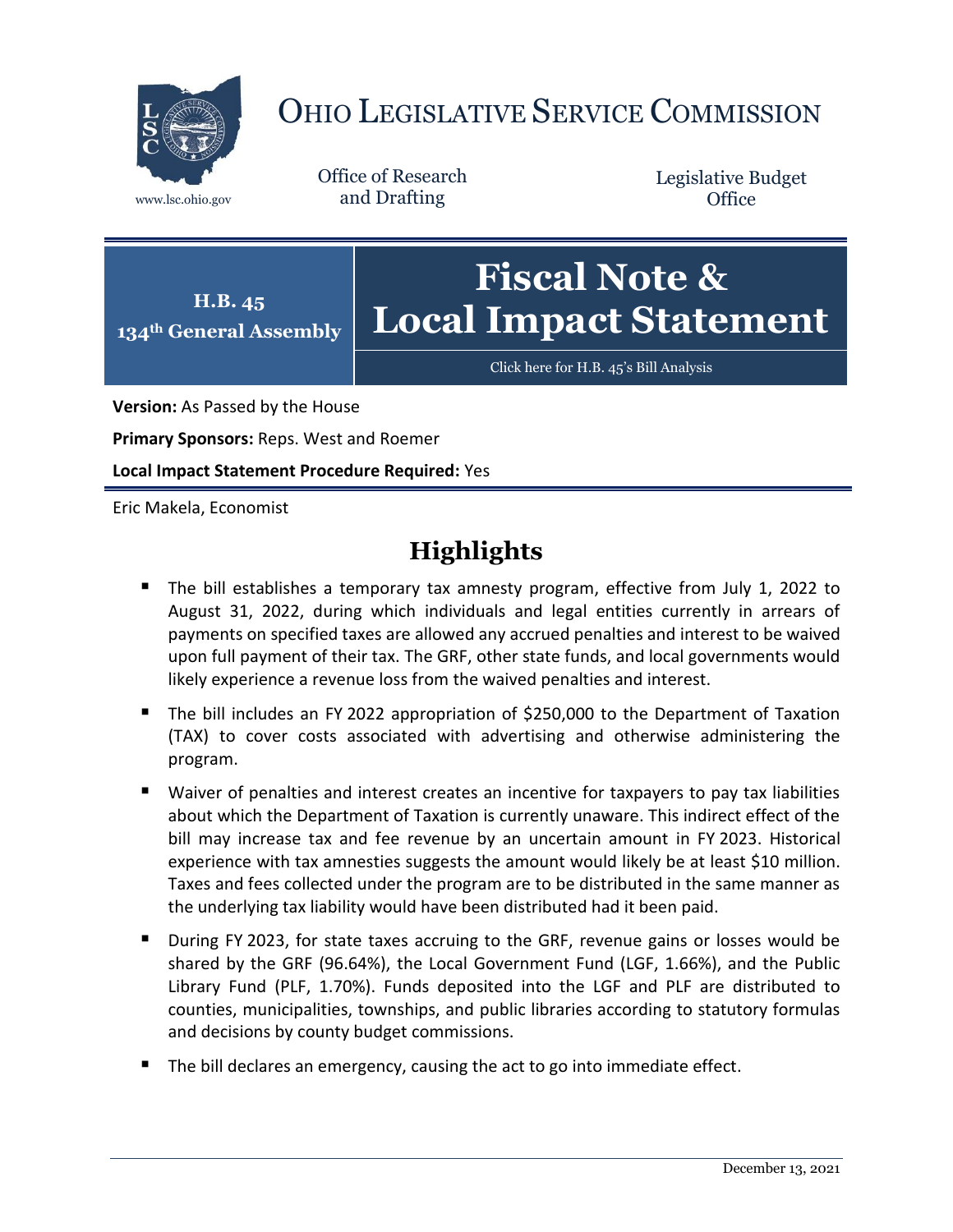# Ohio Legislative Service Commission

www.lsc.ohio.gov

Office of Research and Drafting

Legislative Budget Office

**H.B. 45**
**134th General Assembly**

# Fiscal Note & Local Impact Statement

Click here for H.B. 45's Bill Analysis

**Version:** As Passed by the House

**Primary Sponsors:** Reps. West and Roemer

**Local Impact Statement Procedure Required:** Yes

Eric Makela, Economist

## Highlights

- The bill establishes a temporary tax amnesty program, effective from July 1, 2022 to August 31, 2022, during which individuals and legal entities currently in arrears of payments on specified taxes are allowed any accrued penalties and interest to be waived upon full payment of their tax. The GRF, other state funds, and local governments would likely experience a revenue loss from the waived penalties and interest.
- The bill includes an FY 2022 appropriation of $250,000 to the Department of Taxation (TAX) to cover costs associated with advertising and otherwise administering the program.
- Waiver of penalties and interest creates an incentive for taxpayers to pay tax liabilities about which the Department of Taxation is currently unaware. This indirect effect of the bill may increase tax and fee revenue by an uncertain amount in FY 2023. Historical experience with tax amnesties suggests the amount would likely be at least $10 million. Taxes and fees collected under the program are to be distributed in the same manner as the underlying tax liability would have been distributed had it been paid.
- During FY 2023, for state taxes accruing to the GRF, revenue gains or losses would be shared by the GRF (96.64%), the Local Government Fund (LGF, 1.66%), and the Public Library Fund (PLF, 1.70%). Funds deposited into the LGF and PLF are distributed to counties, municipalities, townships, and public libraries according to statutory formulas and decisions by county budget commissions.
- The bill declares an emergency, causing the act to go into immediate effect.

December 13, 2021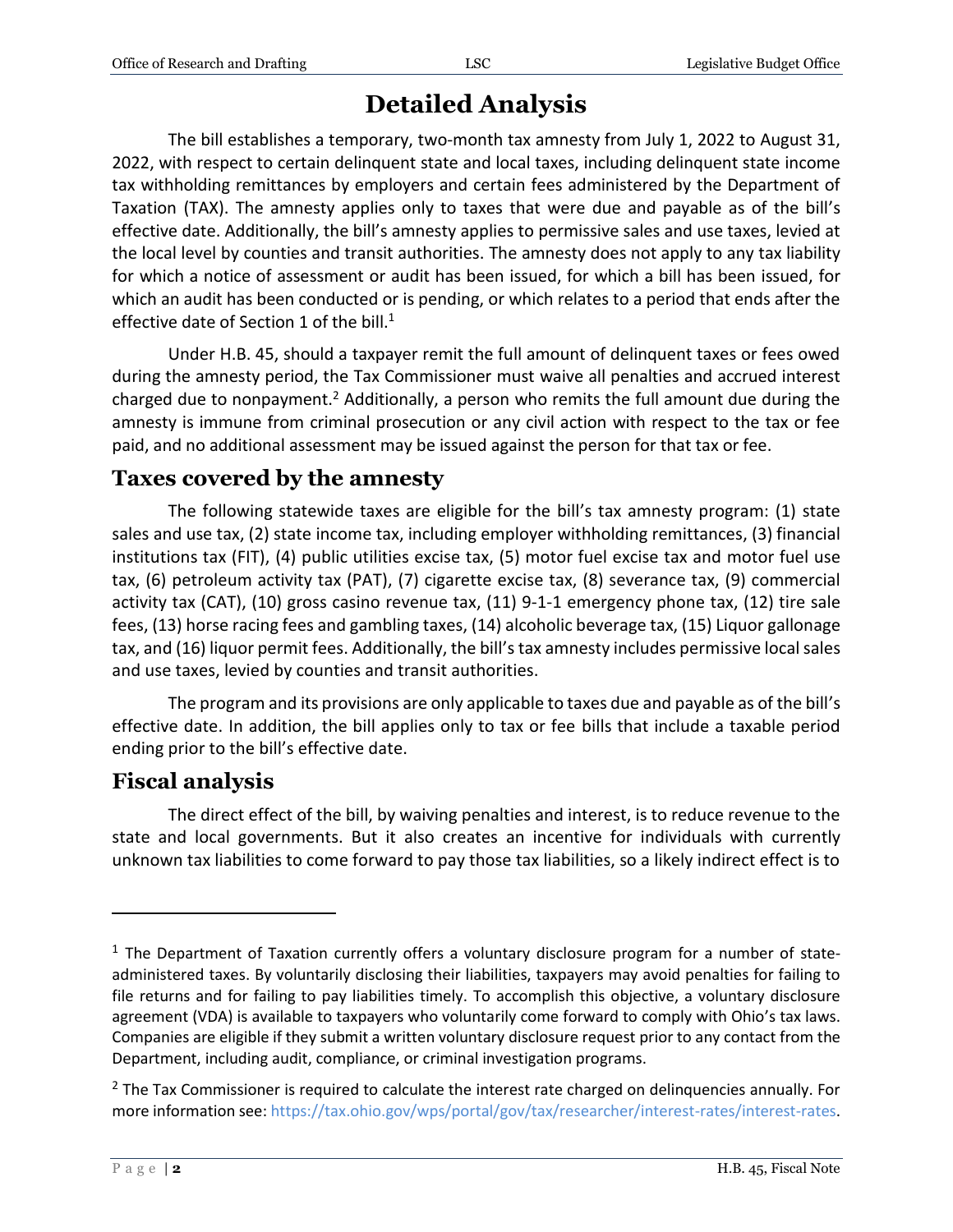# Detailed Analysis

The bill establishes a temporary, two-month tax amnesty from July 1, 2022 to August 31, 2022, with respect to certain delinquent state and local taxes, including delinquent state income tax withholding remittances by employers and certain fees administered by the Department of Taxation (TAX). The amnesty applies only to taxes that were due and payable as of the bill's effective date. Additionally, the bill's amnesty applies to permissive sales and use taxes, levied at the local level by counties and transit authorities. The amnesty does not apply to any tax liability for which a notice of assessment or audit has been issued, for which a bill has been issued, for which an audit has been conducted or is pending, or which relates to a period that ends after the effective date of Section 1 of the bill.[1]

Under H.B. 45, should a taxpayer remit the full amount of delinquent taxes or fees owed during the amnesty period, the Tax Commissioner must waive all penalties and accrued interest charged due to nonpayment.[2] Additionally, a person who remits the full amount due during the amnesty is immune from criminal prosecution or any civil action with respect to the tax or fee paid, and no additional assessment may be issued against the person for that tax or fee.

## Taxes covered by the amnesty

The following statewide taxes are eligible for the bill's tax amnesty program: (1) state sales and use tax, (2) state income tax, including employer withholding remittances, (3) financial institutions tax (FIT), (4) public utilities excise tax, (5) motor fuel excise tax and motor fuel use tax, (6) petroleum activity tax (PAT), (7) cigarette excise tax, (8) severance tax, (9) commercial activity tax (CAT), (10) gross casino revenue tax, (11) 9-1-1 emergency phone tax, (12) tire sale fees, (13) horse racing fees and gambling taxes, (14) alcoholic beverage tax, (15) Liquor gallonage tax, and (16) liquor permit fees. Additionally, the bill's tax amnesty includes permissive local sales and use taxes, levied by counties and transit authorities.

The program and its provisions are only applicable to taxes due and payable as of the bill's effective date. In addition, the bill applies only to tax or fee bills that include a taxable period ending prior to the bill's effective date.

## Fiscal analysis

The direct effect of the bill, by waiving penalties and interest, is to reduce revenue to the state and local governments. But it also creates an incentive for individuals with currently unknown tax liabilities to come forward to pay those tax liabilities, so a likely indirect effect is to

---

[1] The Department of Taxation currently offers a voluntary disclosure program for a number of state-administered taxes. By voluntarily disclosing their liabilities, taxpayers may avoid penalties for failing to file returns and for failing to pay liabilities timely. To accomplish this objective, a voluntary disclosure agreement (VDA) is available to taxpayers who voluntarily come forward to comply with Ohio's tax laws. Companies are eligible if they submit a written voluntary disclosure request prior to any contact from the Department, including audit, compliance, or criminal investigation programs.

[2] The Tax Commissioner is required to calculate the interest rate charged on delinquencies annually. For more information see: https://tax.ohio.gov/wps/portal/gov/tax/researcher/interest-rates/interest-rates.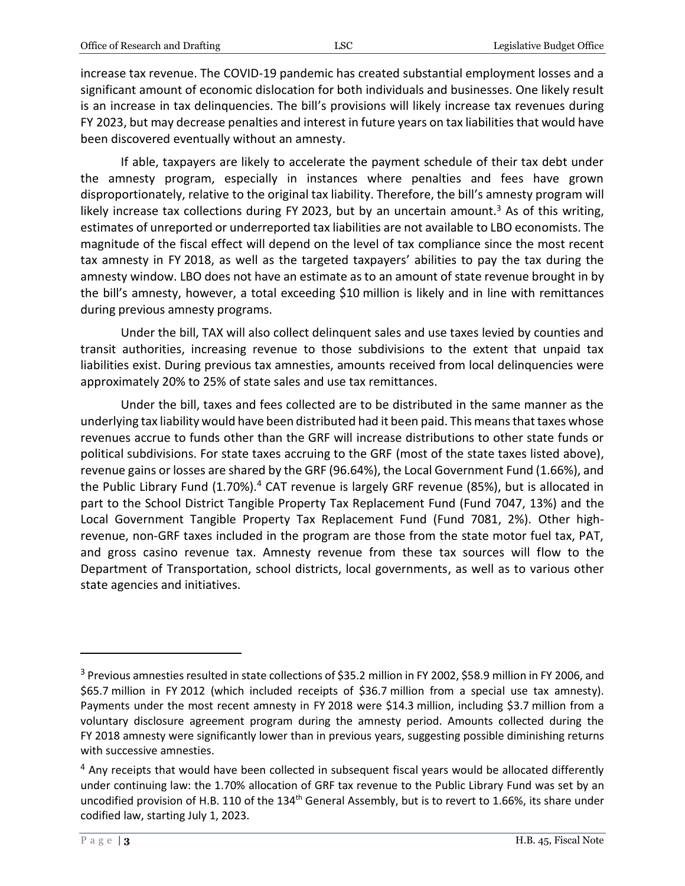increase tax revenue. The COVID-19 pandemic has created substantial employment losses and a significant amount of economic dislocation for both individuals and businesses. One likely result is an increase in tax delinquencies. The bill's provisions will likely increase tax revenues during FY 2023, but may decrease penalties and interest in future years on tax liabilities that would have been discovered eventually without an amnesty.

If able, taxpayers are likely to accelerate the payment schedule of their tax debt under the amnesty program, especially in instances where penalties and fees have grown disproportionately, relative to the original tax liability. Therefore, the bill's amnesty program will likely increase tax collections during FY 2023, but by an uncertain amount.[3] As of this writing, estimates of unreported or underreported tax liabilities are not available to LBO economists. The magnitude of the fiscal effect will depend on the level of tax compliance since the most recent tax amnesty in FY 2018, as well as the targeted taxpayers' abilities to pay the tax during the amnesty window. LBO does not have an estimate as to an amount of state revenue brought in by the bill's amnesty, however, a total exceeding $10 million is likely and in line with remittances during previous amnesty programs.

Under the bill, TAX will also collect delinquent sales and use taxes levied by counties and transit authorities, increasing revenue to those subdivisions to the extent that unpaid tax liabilities exist. During previous tax amnesties, amounts received from local delinquencies were approximately 20% to 25% of state sales and use tax remittances.

Under the bill, taxes and fees collected are to be distributed in the same manner as the underlying tax liability would have been distributed had it been paid. This means that taxes whose revenues accrue to funds other than the GRF will increase distributions to other state funds or political subdivisions. For state taxes accruing to the GRF (most of the state taxes listed above), revenue gains or losses are shared by the GRF (96.64%), the Local Government Fund (1.66%), and the Public Library Fund (1.70%).[4] CAT revenue is largely GRF revenue (85%), but is allocated in part to the School District Tangible Property Tax Replacement Fund (Fund 7047, 13%) and the Local Government Tangible Property Tax Replacement Fund (Fund 7081, 2%). Other high-revenue, non-GRF taxes included in the program are those from the state motor fuel tax, PAT, and gross casino revenue tax. Amnesty revenue from these tax sources will flow to the Department of Transportation, school districts, local governments, as well as to various other state agencies and initiatives.

---

[3] Previous amnesties resulted in state collections of $35.2 million in FY 2002, $58.9 million in FY 2006, and $65.7 million in FY 2012 (which included receipts of $36.7 million from a special use tax amnesty). Payments under the most recent amnesty in FY 2018 were $14.3 million, including $3.7 million from a voluntary disclosure agreement program during the amnesty period. Amounts collected during the FY 2018 amnesty were significantly lower than in previous years, suggesting possible diminishing returns with successive amnesties.

[4] Any receipts that would have been collected in subsequent fiscal years would be allocated differently under continuing law: the 1.70% allocation of GRF tax revenue to the Public Library Fund was set by an uncodified provision of H.B. 110 of the 134th General Assembly, but is to revert to 1.66%, its share under codified law, starting July 1, 2023.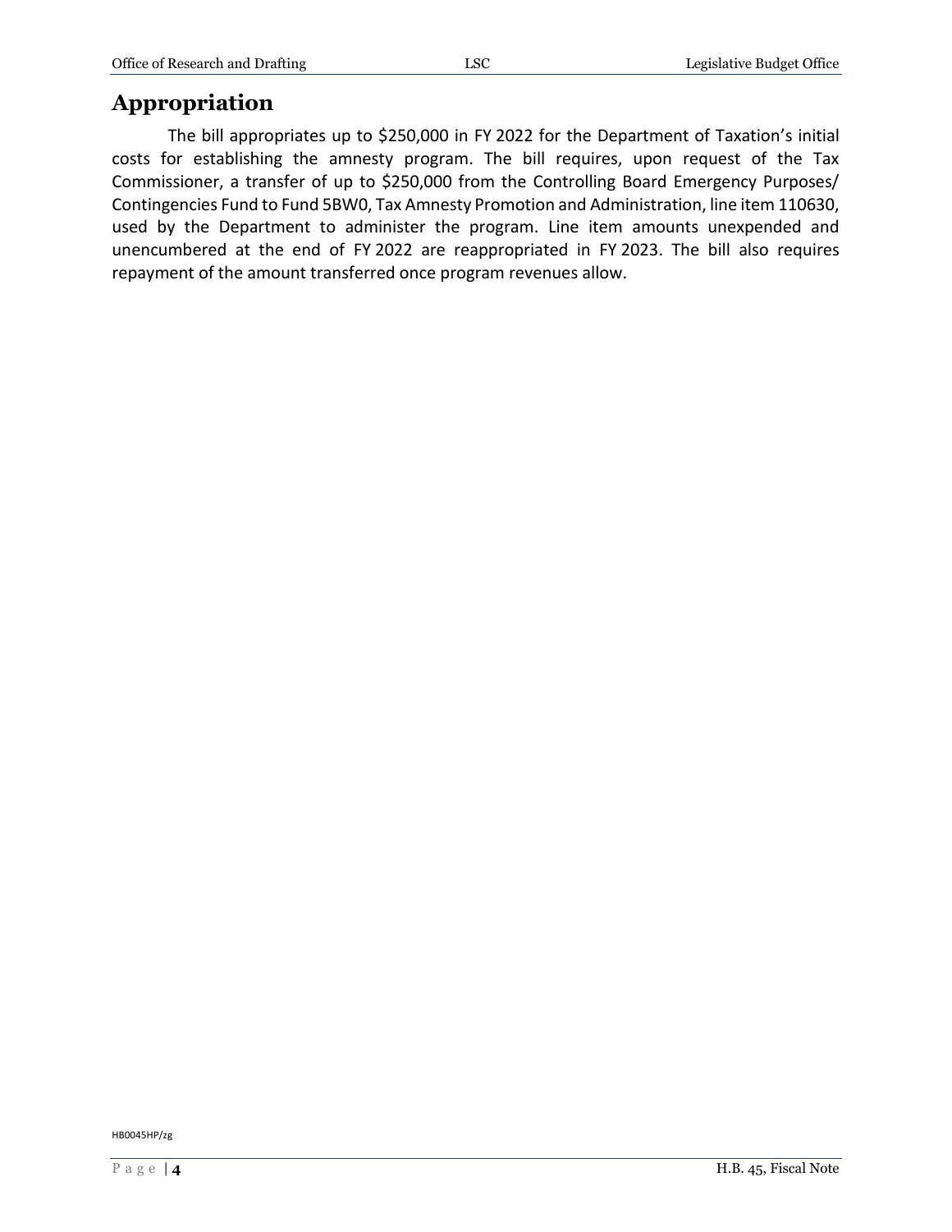## Appropriation

The bill appropriates up to $250,000 in FY 2022 for the Department of Taxation's initial costs for establishing the amnesty program. The bill requires, upon request of the Tax Commissioner, a transfer of up to $250,000 from the Controlling Board Emergency Purposes/ Contingencies Fund to Fund 5BW0, Tax Amnesty Promotion and Administration, line item 110630, used by the Department to administer the program. Line item amounts unexpended and unencumbered at the end of FY 2022 are reappropriated in FY 2023. The bill also requires repayment of the amount transferred once program revenues allow.

HB0045HP/zg